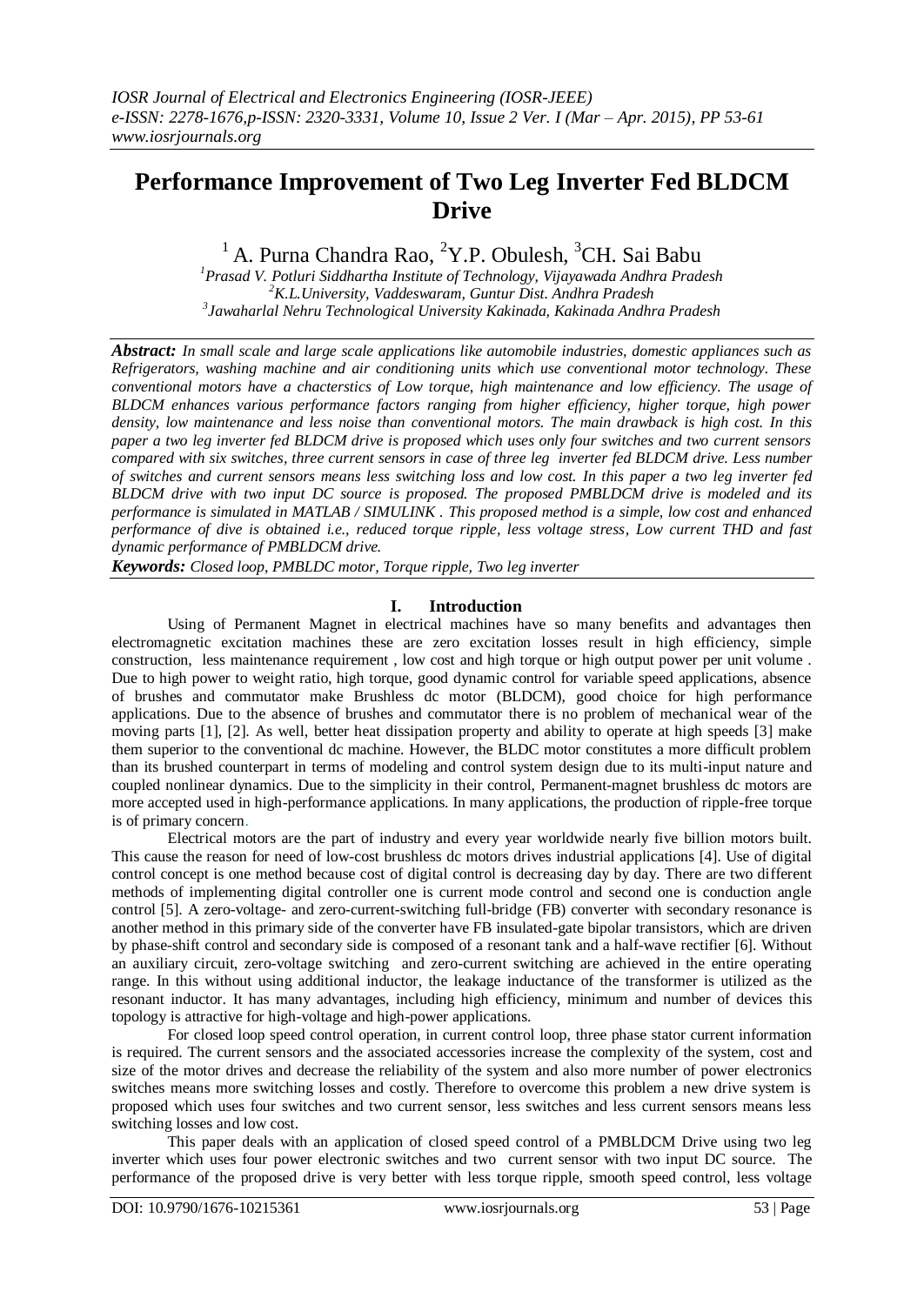# Performance Improvement of Two Leg Inverter Fed BLDCM Drive

[1] A. Purna Chandra Rao, [2]Y.P. Obulesh, [3]CH. Sai Babu

[1]*Prasad V. Potluri Siddhartha Institute of Technology, Vijayawada Andhra Pradesh*
[2]*K.L.University, Vaddeswaram, Guntur Dist. Andhra Pradesh*
[3]*Jawaharlal Nehru Technological University Kakinada, Kakinada Andhra Pradesh*

***Abstract:*** *In small scale and large scale applications like automobile industries, domestic appliances such as Refrigerators, washing machine and air conditioning units which use conventional motor technology. These conventional motors have a chacterstics of Low torque, high maintenance and low efficiency. The usage of BLDCM enhances various performance factors ranging from higher efficiency, higher torque, high power density, low maintenance and less noise than conventional motors. The main drawback is high cost. In this paper a two leg inverter fed BLDCM drive is proposed which uses only four switches and two current sensors compared with six switches, three current sensors in case of three leg inverter fed BLDCM drive. Less number of switches and current sensors means less switching loss and low cost. In this paper a two leg inverter fed BLDCM drive with two input DC source is proposed. The proposed PMBLDCM drive is modeled and its performance is simulated in MATLAB / SIMULINK . This proposed method is a simple, low cost and enhanced performance of dive is obtained i.e., reduced torque ripple, less voltage stress, Low current THD and fast dynamic performance of PMBLDCM drive.*

***Keywords:*** *Closed loop, PMBLDC motor, Torque ripple, Two leg inverter*

## I. Introduction

Using of Permanent Magnet in electrical machines have so many benefits and advantages then electromagnetic excitation machines these are zero excitation losses result in high efficiency, simple construction, less maintenance requirement , low cost and high torque or high output power per unit volume . Due to high power to weight ratio, high torque, good dynamic control for variable speed applications, absence of brushes and commutator make Brushless dc motor (BLDCM), good choice for high performance applications. Due to the absence of brushes and commutator there is no problem of mechanical wear of the moving parts [1], [2]. As well, better heat dissipation property and ability to operate at high speeds [3] make them superior to the conventional dc machine. However, the BLDC motor constitutes a more difficult problem than its brushed counterpart in terms of modeling and control system design due to its multi-input nature and coupled nonlinear dynamics. Due to the simplicity in their control, Permanent-magnet brushless dc motors are more accepted used in high-performance applications. In many applications, the production of ripple-free torque is of primary concern.

Electrical motors are the part of industry and every year worldwide nearly five billion motors built. This cause the reason for need of low-cost brushless dc motors drives industrial applications [4]. Use of digital control concept is one method because cost of digital control is decreasing day by day. There are two different methods of implementing digital controller one is current mode control and second one is conduction angle control [5]. A zero-voltage- and zero-current-switching full-bridge (FB) converter with secondary resonance is another method in this primary side of the converter have FB insulated-gate bipolar transistors, which are driven by phase-shift control and secondary side is composed of a resonant tank and a half-wave rectifier [6]. Without an auxiliary circuit, zero-voltage switching and zero-current switching are achieved in the entire operating range. In this without using additional inductor, the leakage inductance of the transformer is utilized as the resonant inductor. It has many advantages, including high efficiency, minimum and number of devices this topology is attractive for high-voltage and high-power applications.

For closed loop speed control operation, in current control loop, three phase stator current information is required. The current sensors and the associated accessories increase the complexity of the system, cost and size of the motor drives and decrease the reliability of the system and also more number of power electronics switches means more switching losses and costly. Therefore to overcome this problem a new drive system is proposed which uses four switches and two current sensor, less switches and less current sensors means less switching losses and low cost.

This paper deals with an application of closed speed control of a PMBLDCM Drive using two leg inverter which uses four power electronic switches and two current sensor with two input DC source. The performance of the proposed drive is very better with less torque ripple, smooth speed control, less voltage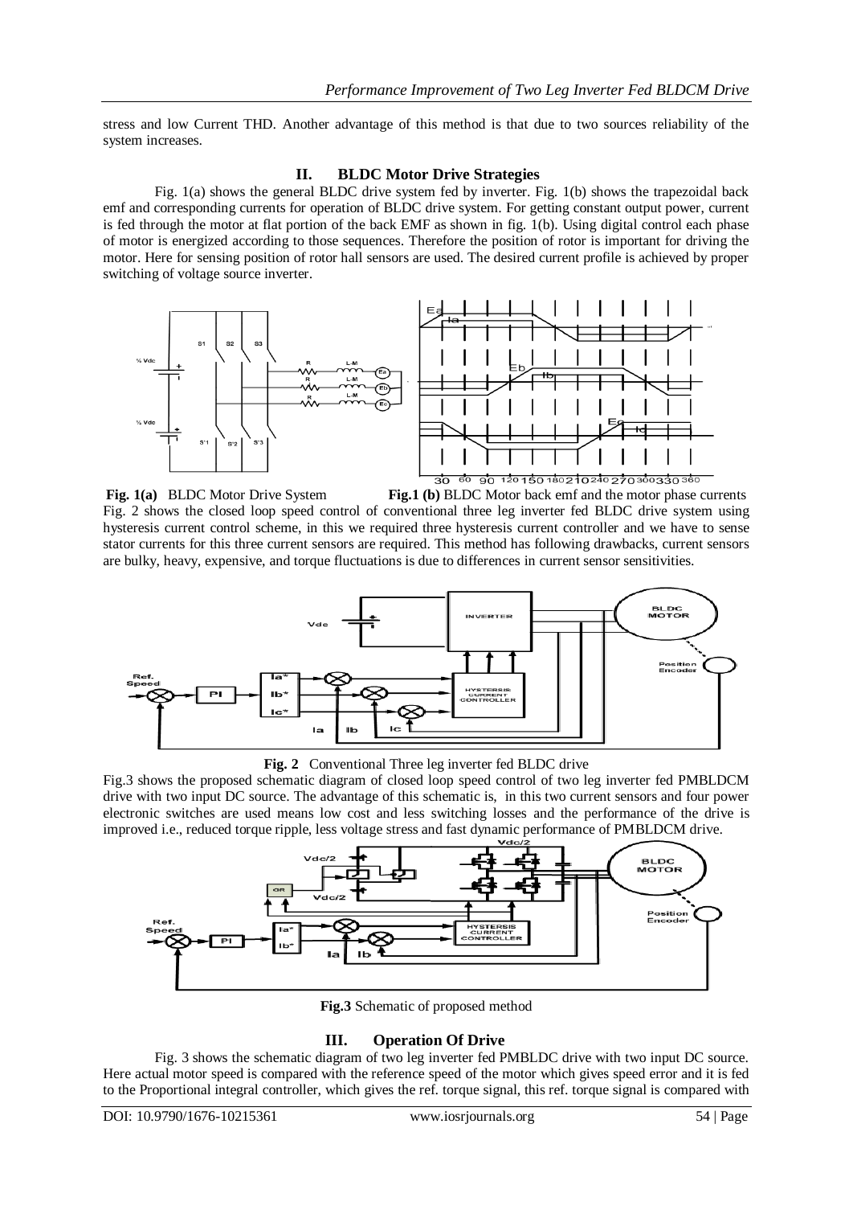stress and low Current THD. Another advantage of this method is that due to two sources reliability of the system increases.

## II. BLDC Motor Drive Strategies

Fig. 1(a) shows the general BLDC drive system fed by inverter. Fig. 1(b) shows the trapezoidal back emf and corresponding currents for operation of BLDC drive system. For getting constant output power, current is fed through the motor at flat portion of the back EMF as shown in fig. 1(b). Using digital control each phase of motor is energized according to those sequences. Therefore the position of rotor is important for driving the motor. Here for sensing position of rotor hall sensors are used. The desired current profile is achieved by proper switching of voltage source inverter.

**Fig. 1(a)** BLDC Motor Drive System **Fig.1 (b)** BLDC Motor back emf and the motor phase currents

Fig. 2 shows the closed loop speed control of conventional three leg inverter fed BLDC drive system using hysteresis current control scheme, in this we required three hysteresis current controller and we have to sense stator currents for this three current sensors are required. This method has following drawbacks, current sensors are bulky, heavy, expensive, and torque fluctuations is due to differences in current sensor sensitivities.

**Fig. 2** Conventional Three leg inverter fed BLDC drive

Fig.3 shows the proposed schematic diagram of closed loop speed control of two leg inverter fed PMBLDCM drive with two input DC source. The advantage of this schematic is, in this two current sensors and four power electronic switches are used means low cost and less switching losses and the performance of the drive is improved i.e., reduced torque ripple, less voltage stress and fast dynamic performance of PMBLDCM drive.

**Fig.3** Schematic of proposed method

## III. Operation Of Drive

Fig. 3 shows the schematic diagram of two leg inverter fed PMBLDC drive with two input DC source. Here actual motor speed is compared with the reference speed of the motor which gives speed error and it is fed to the Proportional integral controller, which gives the ref. torque signal, this ref. torque signal is compared with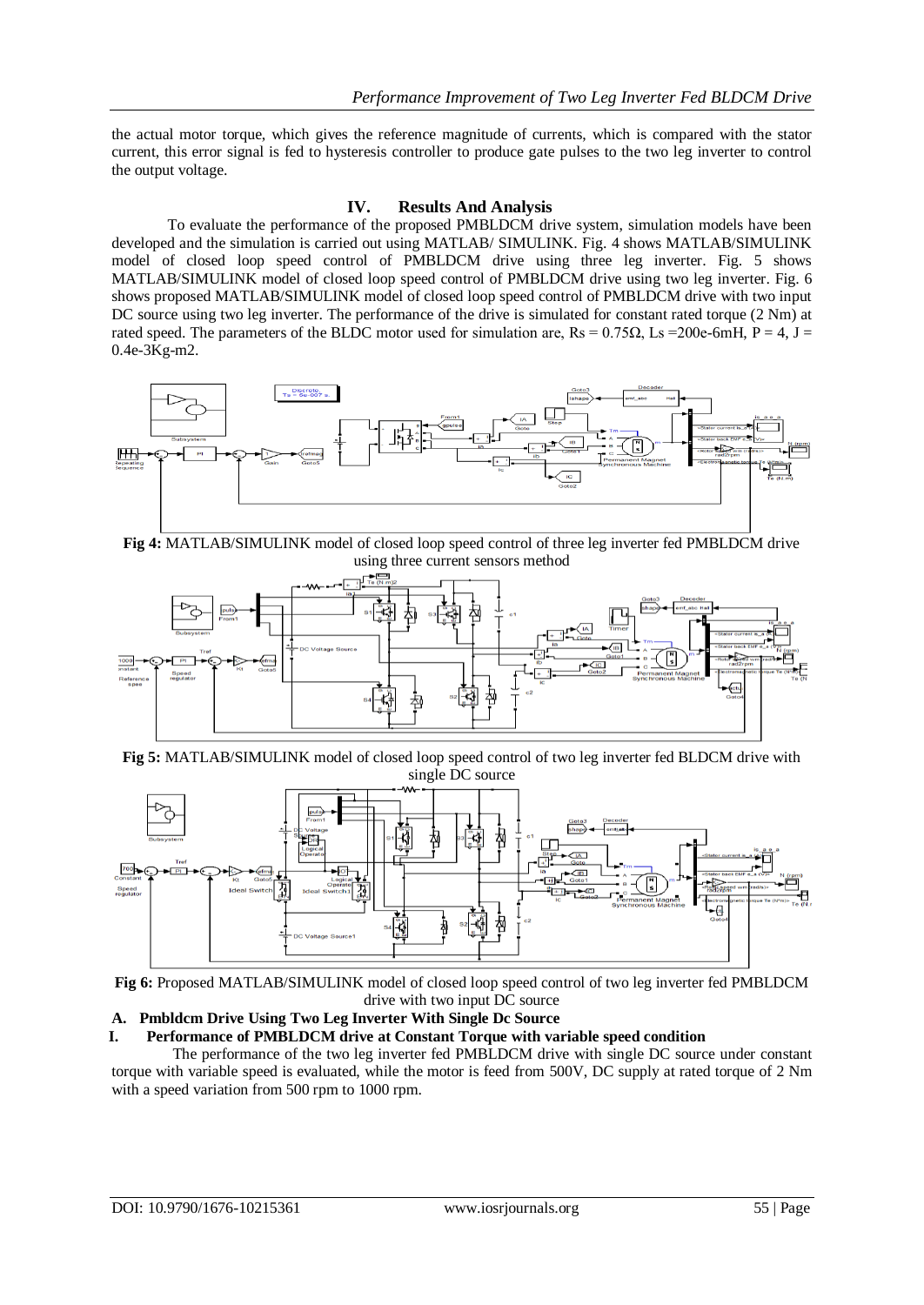the actual motor torque, which gives the reference magnitude of currents, which is compared with the stator current, this error signal is fed to hysteresis controller to produce gate pulses to the two leg inverter to control the output voltage.

## IV. Results And Analysis

To evaluate the performance of the proposed PMBLDCM drive system, simulation models have been developed and the simulation is carried out using MATLAB/ SIMULINK. Fig. 4 shows MATLAB/SIMULINK model of closed loop speed control of PMBLDCM drive using three leg inverter. Fig. 5 shows MATLAB/SIMULINK model of closed loop speed control of PMBLDCM drive using two leg inverter. Fig. 6 shows proposed MATLAB/SIMULINK model of closed loop speed control of PMBLDCM drive with two input DC source using two leg inverter. The performance of the drive is simulated for constant rated torque (2 Nm) at rated speed. The parameters of the BLDC motor used for simulation are, $R_s = 0.75\Omega$, $L_s$ =200e-6mH, P = 4, J = 0.4e-3Kg-m2.

**Fig 4:** MATLAB/SIMULINK model of closed loop speed control of three leg inverter fed PMBLDCM drive using three current sensors method

**Fig 5:** MATLAB/SIMULINK model of closed loop speed control of two leg inverter fed BLDCM drive with single DC source

**Fig 6:** Proposed MATLAB/SIMULINK model of closed loop speed control of two leg inverter fed PMBLDCM drive with two input DC source

### A. Pmbldcm Drive Using Two Leg Inverter With Single Dc Source

#### I. Performance of PMBLDCM drive at Constant Torque with variable speed condition

The performance of the two leg inverter fed PMBLDCM drive with single DC source under constant torque with variable speed is evaluated, while the motor is feed from 500V, DC supply at rated torque of 2 Nm with a speed variation from 500 rpm to 1000 rpm.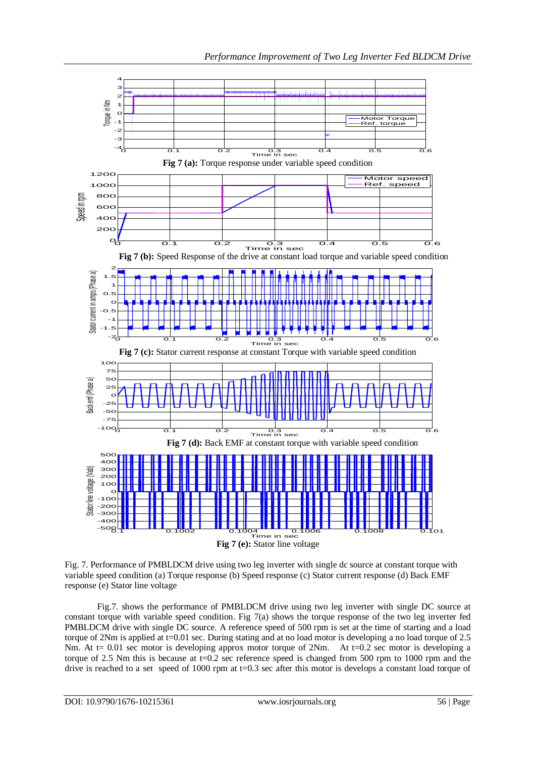**Fig 7 (a):** Torque response under variable speed condition

**Fig 7 (b):** Speed Response of the drive at constant load torque and variable speed condition

**Fig 7 (c):** Stator current response at constant Torque with variable speed condition

**Fig 7 (d):** Back EMF at constant torque with variable speed condition

**Fig 7 (e):** Stator line voltage

Fig. 7. Performance of PMBLDCM drive using two leg inverter with single dc source at constant torque with variable speed condition (a) Torque response (b) Speed response (c) Stator current response (d) Back EMF response (e) Stator line voltage

Fig.7. shows the performance of PMBLDCM drive using two leg inverter with single DC source at constant torque with variable speed condition. Fig 7(a) shows the torque response of the two leg inverter fed PMBLDCM drive with single DC source. A reference speed of 500 rpm is set at the time of starting and a load torque of 2Nm is applied at t=0.01 sec. During stating and at no load motor is developing a no load torque of 2.5 Nm. At t= 0.01 sec motor is developing approx motor torque of 2Nm. At t=0.2 sec motor is developing a torque of 2.5 Nm this is because at t=0.2 sec reference speed is changed from 500 rpm to 1000 rpm and the drive is reached to a set speed of 1000 rpm at t=0.3 sec after this motor is develops a constant load torque of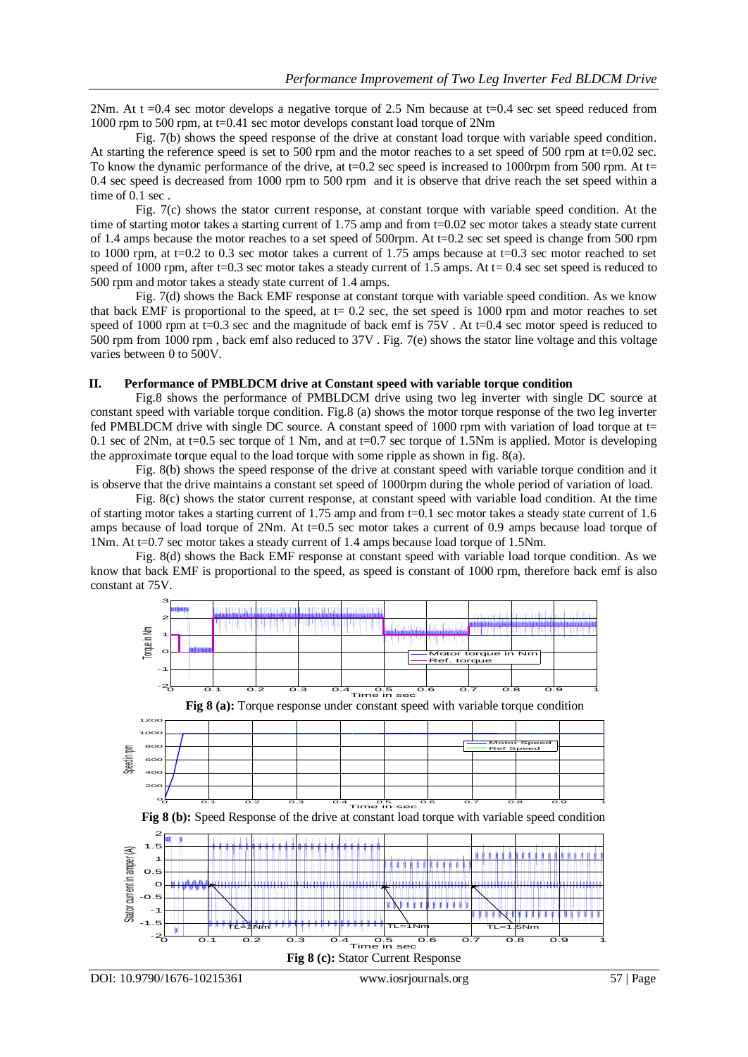2Nm. At t =0.4 sec motor develops a negative torque of 2.5 Nm because at t=0.4 sec set speed reduced from 1000 rpm to 500 rpm, at t=0.41 sec motor develops constant load torque of 2Nm

Fig. 7(b) shows the speed response of the drive at constant load torque with variable speed condition. At starting the reference speed is set to 500 rpm and the motor reaches to a set speed of 500 rpm at t=0.02 sec. To know the dynamic performance of the drive, at t=0.2 sec speed is increased to 1000rpm from 500 rpm. At t= 0.4 sec speed is decreased from 1000 rpm to 500 rpm and it is observe that drive reach the set speed within a time of 0.1 sec .

Fig. 7(c) shows the stator current response, at constant torque with variable speed condition. At the time of starting motor takes a starting current of 1.75 amp and from t=0.02 sec motor takes a steady state current of 1.4 amps because the motor reaches to a set speed of 500rpm. At t=0.2 sec set speed is change from 500 rpm to 1000 rpm, at t=0.2 to 0.3 sec motor takes a current of 1.75 amps because at t=0.3 sec motor reached to set speed of 1000 rpm, after t=0.3 sec motor takes a steady current of 1.5 amps. At t= 0.4 sec set speed is reduced to 500 rpm and motor takes a steady state current of 1.4 amps.

Fig. 7(d) shows the Back EMF response at constant torque with variable speed condition. As we know that back EMF is proportional to the speed, at t= 0.2 sec, the set speed is 1000 rpm and motor reaches to set speed of 1000 rpm at t=0.3 sec and the magnitude of back emf is 75V . At t=0.4 sec motor speed is reduced to 500 rpm from 1000 rpm , back emf also reduced to 37V . Fig. 7(e) shows the stator line voltage and this voltage varies between 0 to 500V.

## II. Performance of PMBLDCM drive at Constant speed with variable torque condition

Fig.8 shows the performance of PMBLDCM drive using two leg inverter with single DC source at constant speed with variable torque condition. Fig.8 (a) shows the motor torque response of the two leg inverter fed PMBLDCM drive with single DC source. A constant speed of 1000 rpm with variation of load torque at t= 0.1 sec of 2Nm, at t=0.5 sec torque of 1 Nm, and at t=0.7 sec torque of 1.5Nm is applied. Motor is developing the approximate torque equal to the load torque with some ripple as shown in fig. 8(a).

Fig. 8(b) shows the speed response of the drive at constant speed with variable torque condition and it is observe that the drive maintains a constant set speed of 1000rpm during the whole period of variation of load.

Fig. 8(c) shows the stator current response, at constant speed with variable load condition. At the time of starting motor takes a starting current of 1.75 amp and from t=0.1 sec motor takes a steady state current of 1.6 amps because of load torque of 2Nm. At t=0.5 sec motor takes a current of 0.9 amps because load torque of 1Nm. At t=0.7 sec motor takes a steady current of 1.4 amps because load torque of 1.5Nm.

Fig. 8(d) shows the Back EMF response at constant speed with variable load torque condition. As we know that back EMF is proportional to the speed, as speed is constant of 1000 rpm, therefore back emf is also constant at 75V.

**Fig 8 (a):** Torque response under constant speed with variable torque condition

**Fig 8 (b):** Speed Response of the drive at constant load torque with variable speed condition

**Fig 8 (c):** Stator Current Response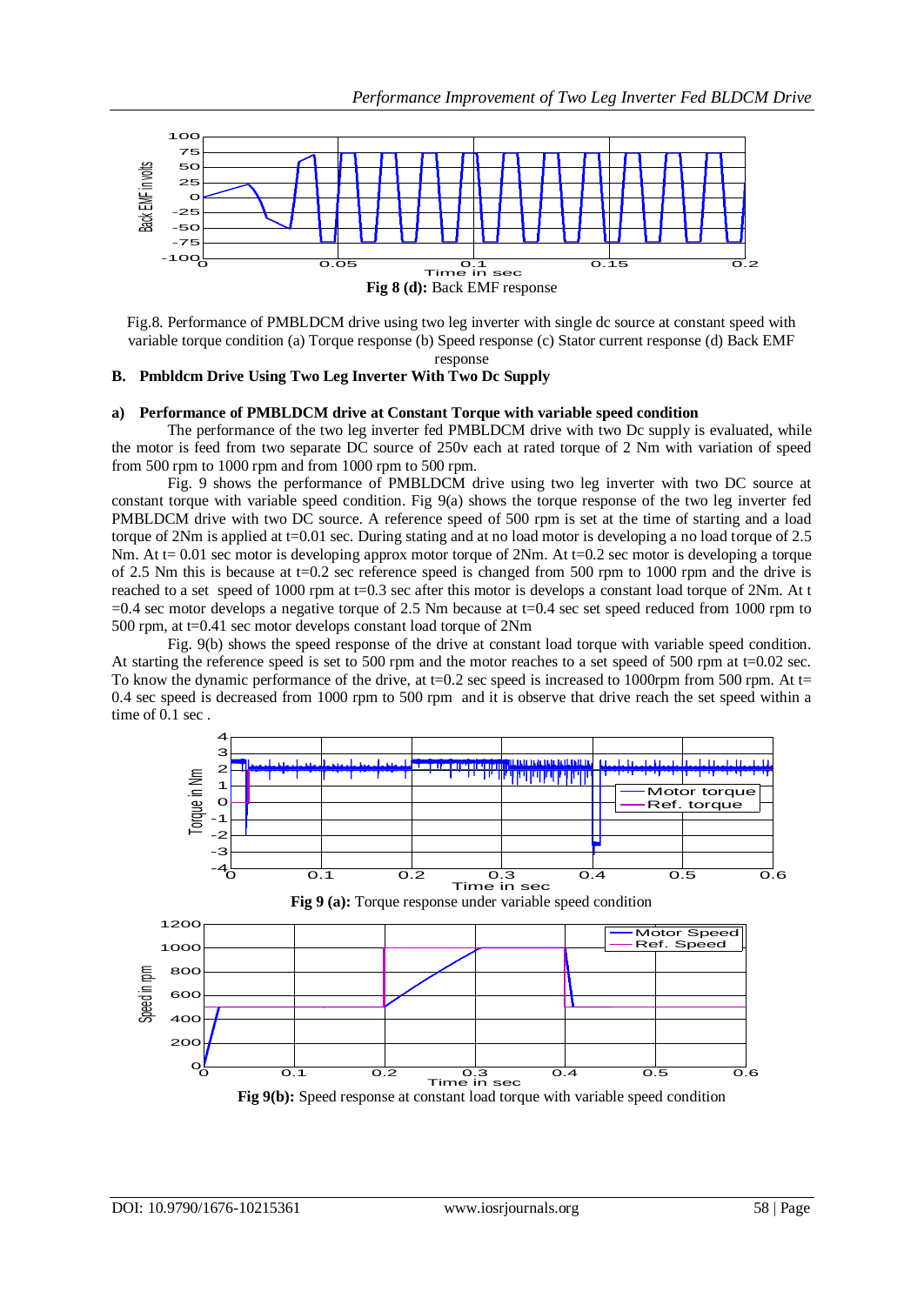Fig 8 (d): Back EMF response

Fig.8. Performance of PMBLDCM drive using two leg inverter with single dc source at constant speed with variable torque condition (a) Torque response (b) Speed response (c) Stator current response (d) Back EMF response

### B. Pmbldcm Drive Using Two Leg Inverter With Two Dc Supply

#### a) Performance of PMBLDCM drive at Constant Torque with variable speed condition

The performance of the two leg inverter fed PMBLDCM drive with two Dc supply is evaluated, while the motor is feed from two separate DC source of 250v each at rated torque of 2 Nm with variation of speed from 500 rpm to 1000 rpm and from 1000 rpm to 500 rpm.

Fig. 9 shows the performance of PMBLDCM drive using two leg inverter with two DC source at constant torque with variable speed condition. Fig 9(a) shows the torque response of the two leg inverter fed PMBLDCM drive with two DC source. A reference speed of 500 rpm is set at the time of starting and a load torque of 2Nm is applied at t=0.01 sec. During stating and at no load motor is developing a no load torque of 2.5 Nm. At t= 0.01 sec motor is developing approx motor torque of 2Nm. At t=0.2 sec motor is developing a torque of 2.5 Nm this is because at t=0.2 sec reference speed is changed from 500 rpm to 1000 rpm and the drive is reached to a set speed of 1000 rpm at t=0.3 sec after this motor is develops a constant load torque of 2Nm. At t =0.4 sec motor develops a negative torque of 2.5 Nm because at t=0.4 sec set speed reduced from 1000 rpm to 500 rpm, at t=0.41 sec motor develops constant load torque of 2Nm

Fig. 9(b) shows the speed response of the drive at constant load torque with variable speed condition. At starting the reference speed is set to 500 rpm and the motor reaches to a set speed of 500 rpm at t=0.02 sec. To know the dynamic performance of the drive, at t=0.2 sec speed is increased to 1000rpm from 500 rpm. At t= 0.4 sec speed is decreased from 1000 rpm to 500 rpm and it is observe that drive reach the set speed within a time of 0.1 sec .

Fig 9 (a): Torque response under variable speed condition

Fig 9(b): Speed response at constant load torque with variable speed condition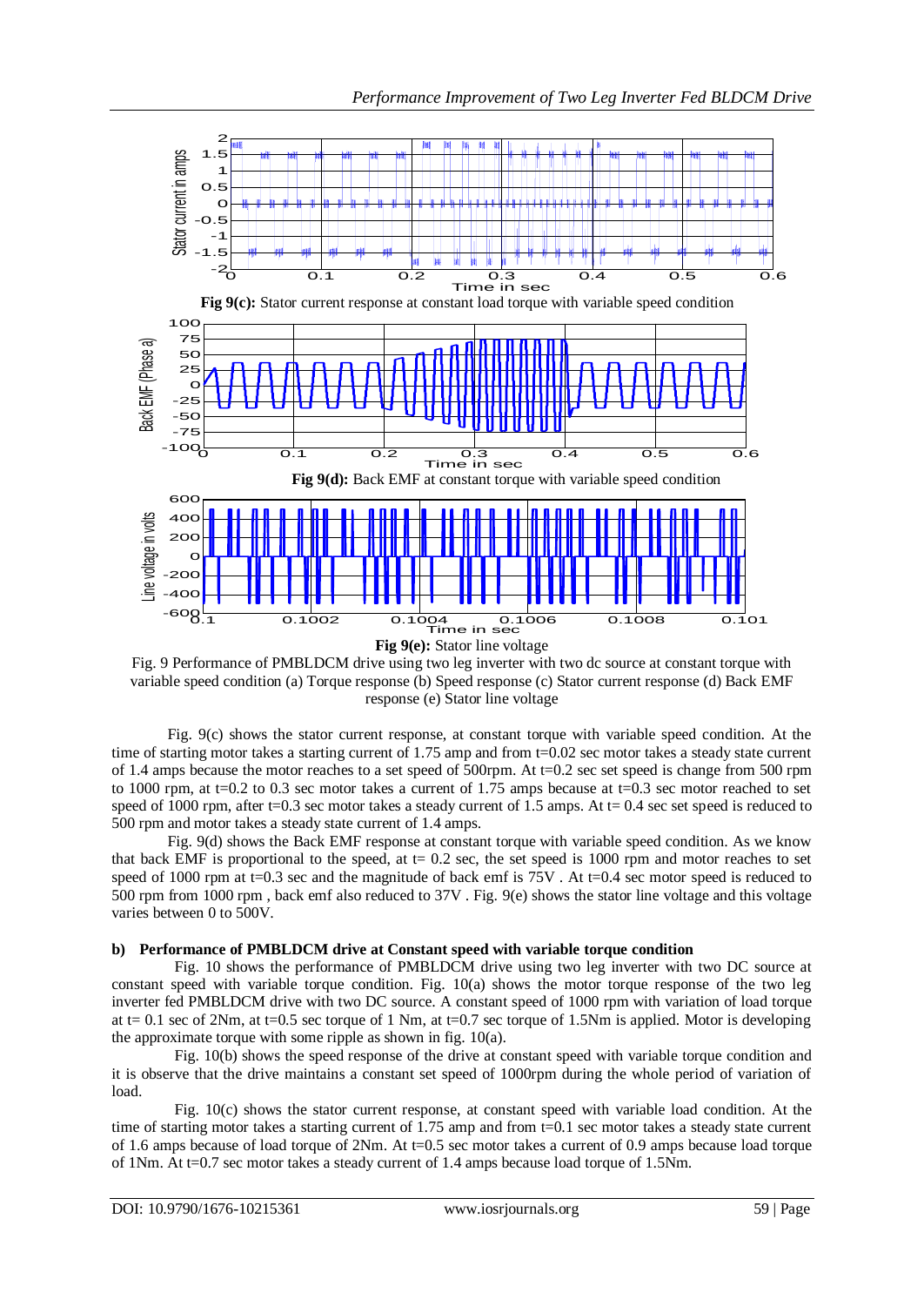**Fig 9(c):** Stator current response at constant load torque with variable speed condition

**Fig 9(d):** Back EMF at constant torque with variable speed condition

**Fig 9(e):** Stator line voltage

Fig. 9 Performance of PMBLDCM drive using two leg inverter with two dc source at constant torque with variable speed condition (a) Torque response (b) Speed response (c) Stator current response (d) Back EMF response (e) Stator line voltage

Fig. 9(c) shows the stator current response, at constant torque with variable speed condition. At the time of starting motor takes a starting current of 1.75 amp and from t=0.02 sec motor takes a steady state current of 1.4 amps because the motor reaches to a set speed of 500rpm. At t=0.2 sec set speed is change from 500 rpm to 1000 rpm, at t=0.2 to 0.3 sec motor takes a current of 1.75 amps because at t=0.3 sec motor reached to set speed of 1000 rpm, after t=0.3 sec motor takes a steady current of 1.5 amps. At t= 0.4 sec set speed is reduced to 500 rpm and motor takes a steady state current of 1.4 amps.

Fig. 9(d) shows the Back EMF response at constant torque with variable speed condition. As we know that back EMF is proportional to the speed, at t= 0.2 sec, the set speed is 1000 rpm and motor reaches to set speed of 1000 rpm at t=0.3 sec and the magnitude of back emf is 75V . At t=0.4 sec motor speed is reduced to 500 rpm from 1000 rpm , back emf also reduced to 37V . Fig. 9(e) shows the stator line voltage and this voltage varies between 0 to 500V.

**b) Performance of PMBLDCM drive at Constant speed with variable torque condition**

Fig. 10 shows the performance of PMBLDCM drive using two leg inverter with two DC source at constant speed with variable torque condition. Fig. 10(a) shows the motor torque response of the two leg inverter fed PMBLDCM drive with two DC source. A constant speed of 1000 rpm with variation of load torque at t= 0.1 sec of 2Nm, at t=0.5 sec torque of 1 Nm, at t=0.7 sec torque of 1.5Nm is applied. Motor is developing the approximate torque with some ripple as shown in fig. 10(a).

Fig. 10(b) shows the speed response of the drive at constant speed with variable torque condition and it is observe that the drive maintains a constant set speed of 1000rpm during the whole period of variation of load.

Fig. 10(c) shows the stator current response, at constant speed with variable load condition. At the time of starting motor takes a starting current of 1.75 amp and from t=0.1 sec motor takes a steady state current of 1.6 amps because of load torque of 2Nm. At t=0.5 sec motor takes a current of 0.9 amps because load torque of 1Nm. At t=0.7 sec motor takes a steady current of 1.4 amps because load torque of 1.5Nm.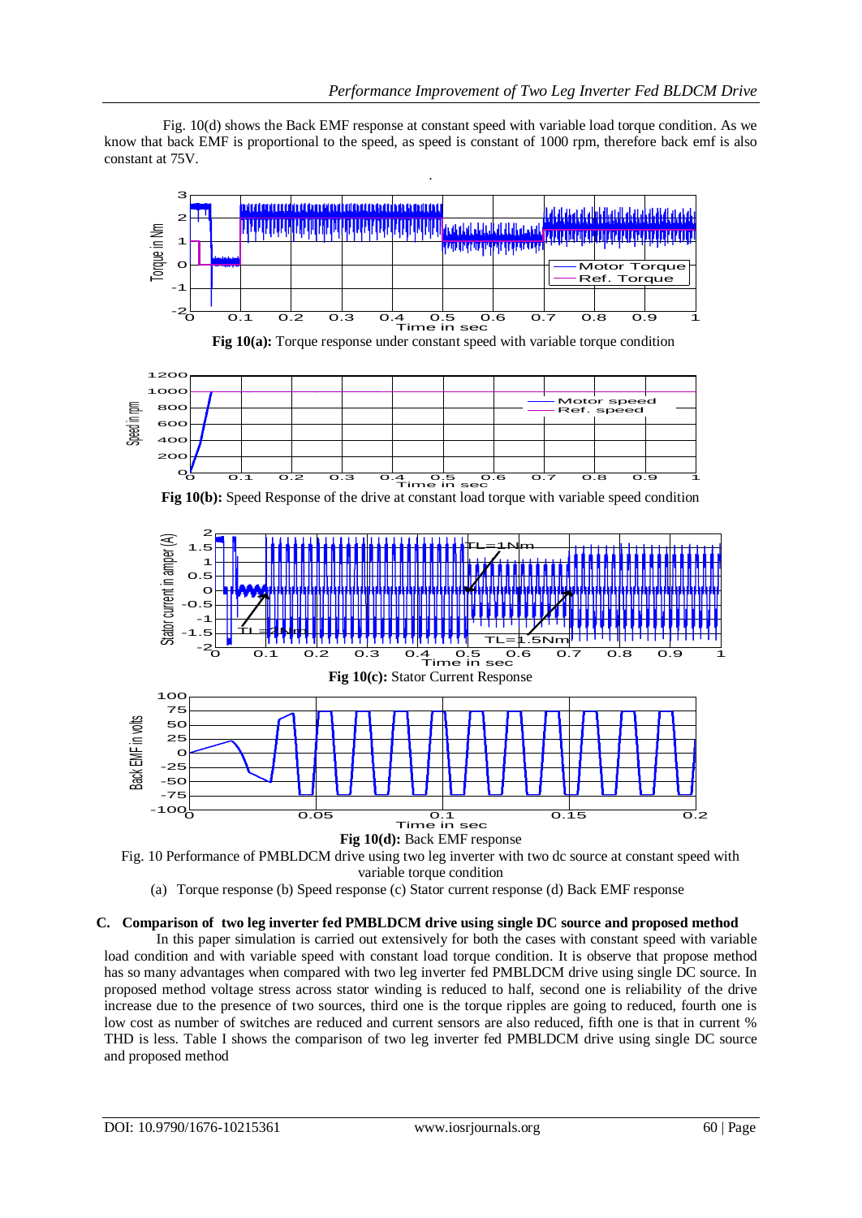Fig. 10(d) shows the Back EMF response at constant speed with variable load torque condition. As we know that back EMF is proportional to the speed, as speed is constant of 1000 rpm, therefore back emf is also constant at 75V.

**Fig 10(a):** Torque response under constant speed with variable torque condition

**Fig 10(b):** Speed Response of the drive at constant load torque with variable speed condition

**Fig 10(c):** Stator Current Response

**Fig 10(d):** Back EMF response

Fig. 10 Performance of PMBLDCM drive using two leg inverter with two dc source at constant speed with variable torque condition

(a) Torque response (b) Speed response (c) Stator current response (d) Back EMF response

### C. Comparison of two leg inverter fed PMBLDCM drive using single DC source and proposed method

In this paper simulation is carried out extensively for both the cases with constant speed with variable load condition and with variable speed with constant load torque condition. It is observe that propose method has so many advantages when compared with two leg inverter fed PMBLDCM drive using single DC source. In proposed method voltage stress across stator winding is reduced to half, second one is reliability of the drive increase due to the presence of two sources, third one is the torque ripples are going to reduced, fourth one is low cost as number of switches are reduced and current sensors are also reduced, fifth one is that in current % THD is less. Table I shows the comparison of two leg inverter fed PMBLDCM drive using single DC source and proposed method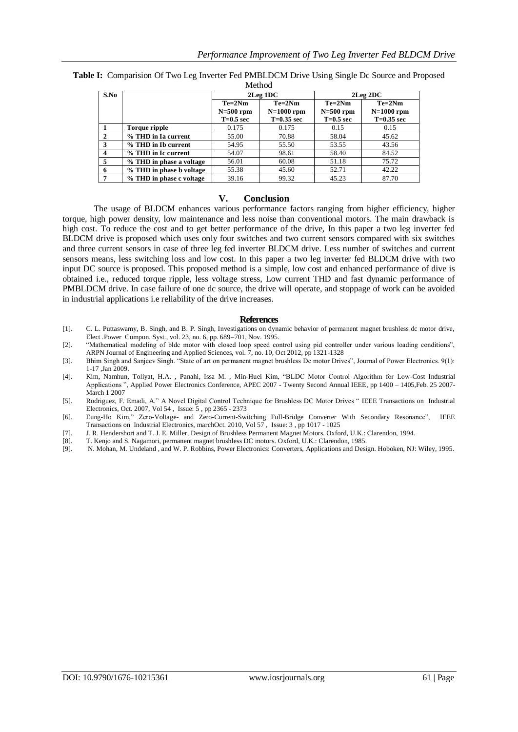**Table I:** Comparision Of Two Leg Inverter Fed PMBLDCM Drive Using Single Dc Source and Proposed Method

| S.No | | 2Leg 1DC | | 2Leg 2DC | |
|---|---|---|---|---|---|
| | | Te=2Nm N=500 rpm T=0.5 sec | Te=2Nm N=1000 rpm T=0.35 sec | Te=2Nm N=500 rpm T=0.5 sec | Te=2Nm N=1000 rpm T=0.35 sec |
| 1 | Torque ripple | 0.175 | 0.175 | 0.15 | 0.15 |
| 2 | % THD in Ia current | 55.00 | 70.88 | 58.04 | 45.62 |
| 3 | % THD in Ib current | 54.95 | 55.50 | 53.55 | 43.56 |
| 4 | % THD in Ic current | 54.07 | 98.61 | 58.40 | 84.52 |
| 5 | % THD in phase a voltage | 56.01 | 60.08 | 51.18 | 75.72 |
| 6 | % THD in phase b voltage | 55.38 | 45.60 | 52.71 | 42.22 |
| 7 | % THD in phase c voltage | 39.16 | 99.32 | 45.23 | 87.70 |

## V. Conclusion

The usage of BLDCM enhances various performance factors ranging from higher efficiency, higher torque, high power density, low maintenance and less noise than conventional motors. The main drawback is high cost. To reduce the cost and to get better performance of the drive, In this paper a two leg inverter fed BLDCM drive is proposed which uses only four switches and two current sensors compared with six switches and three current sensors in case of three leg fed inverter BLDCM drive. Less number of switches and current sensors means, less switching loss and low cost. In this paper a two leg inverter fed BLDCM drive with two input DC source is proposed. This proposed method is a simple, low cost and enhanced performance of dive is obtained i.e., reduced torque ripple, less voltage stress, Low current THD and fast dynamic performance of PMBLDCM drive. In case failure of one dc source, the drive will operate, and stoppage of work can be avoided in industrial applications i.e reliability of the drive increases.

## References

[1]. C. L. Puttaswamy, B. Singh, and B. P. Singh, Investigations on dynamic behavior of permanent magnet brushless dc motor drive, Elect .Power Compon. Syst., vol. 23, no. 6, pp. 689–701, Nov. 1995.

[2]. "Mathematical modeling of bldc motor with closed loop speed control using pid controller under various loading conditions", ARPN Journal of Engineering and Applied Sciences, vol. 7, no. 10, Oct 2012, pp 1321-1328

[3]. Bhim Singh and Sanjeev Singh. "State of art on permanent magnet brushless Dc motor Drives", Journal of Power Electronics. 9(1): 1-17 ,Jan 2009.

[4]. Kim, Namhun, Toliyat, H.A. , Panahi, Issa M. , Min-Huei Kim, "BLDC Motor Control Algorithm for Low-Cost Industrial Applications ", Applied Power Electronics Conference, APEC 2007 - Twenty Second Annual IEEE, pp 1400 – 1405,Feb. 25 2007-March 1 2007

[5]. Rodriguez, F. Emadi, A." A Novel Digital Control Technique for Brushless DC Motor Drives " IEEE Transactions on Industrial Electronics, Oct. 2007, Vol 54 , Issue: 5 , pp 2365 - 2373

[6]. Eung-Ho Kim," Zero-Voltage- and Zero-Current-Switching Full-Bridge Converter With Secondary Resonance", IEEE Transactions on Industrial Electronics, marchOct. 2010, Vol 57 , Issue: 3 , pp 1017 - 1025

[7]. J. R. Hendershort and T. J. E. Miller, Design of Brushless Permanent Magnet Motors. Oxford, U.K.: Clarendon, 1994.

[8]. T. Kenjo and S. Nagamori, permanent magnet brushless DC motors. Oxford, U.K.: Clarendon, 1985.

[9]. N. Mohan, M. Undeland , and W. P. Robbins, Power Electronics: Converters, Applications and Design. Hoboken, NJ: Wiley, 1995.